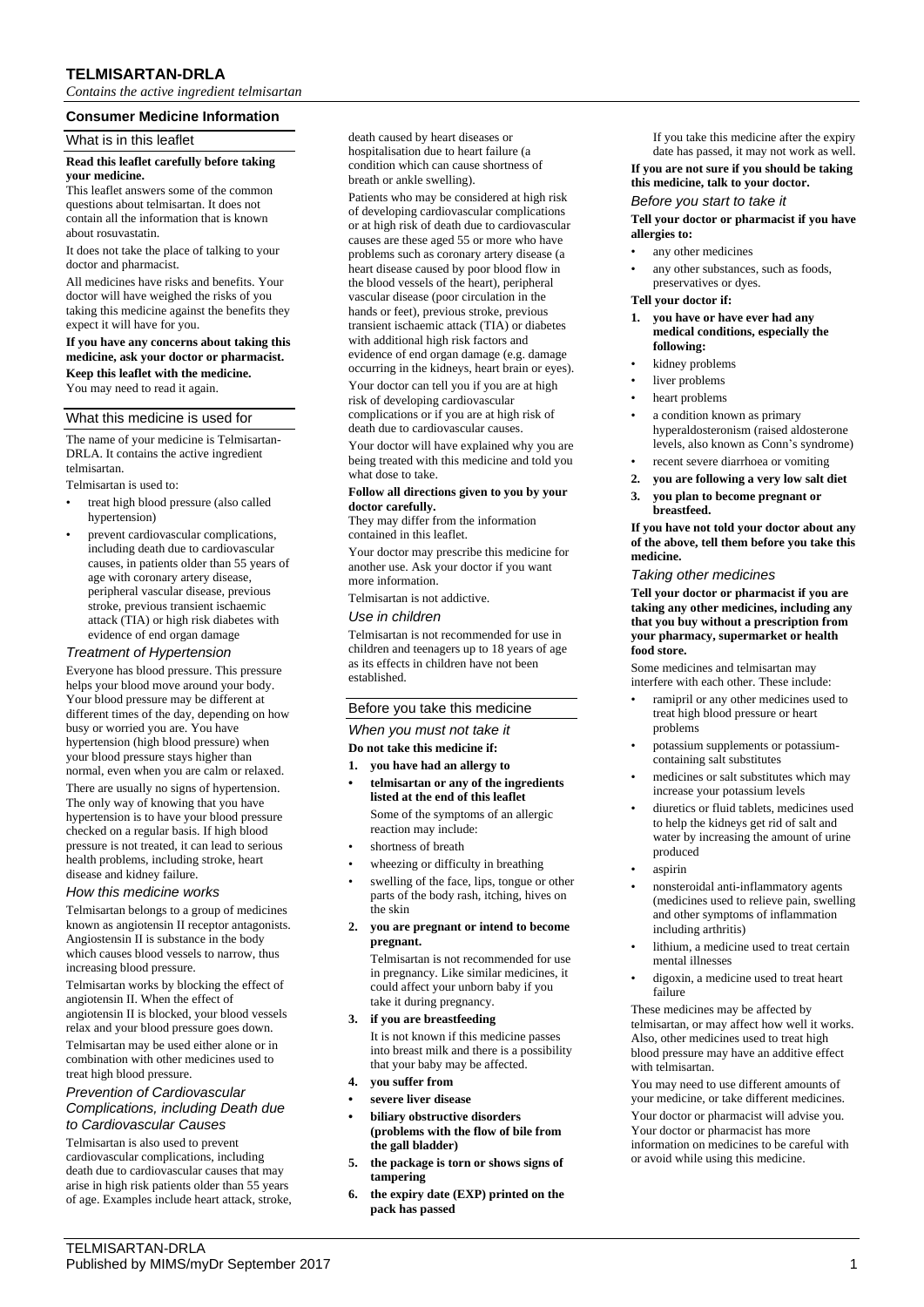# TELMISARTAN-DRLA

*Contains the active ingredient telmisartan*

## Consumer Medicine Information

### What is in this leaflet

**Read this leaflet carefully before taking your medicine.**

This leaflet answers some of the common questions about telmisartan. It does not contain all the information that is known about rosuvastatin.

It does not take the place of talking to your doctor and pharmacist.

All medicines have risks and benefits. Your doctor will have weighed the risks of you taking this medicine against the benefits they expect it will have for you.

**If you have any concerns about taking this medicine, ask your doctor or pharmacist.**

**Keep this leaflet with the medicine.**

You may need to read it again.

### What this medicine is used for

The name of your medicine is Telmisartan-DRLA. It contains the active ingredient telmisartan.

Telmisartan is used to:

- treat high blood pressure (also called hypertension)
- prevent cardiovascular complications, including death due to cardiovascular causes, in patients older than 55 years of age with coronary artery disease, peripheral vascular disease, previous stroke, previous transient ischaemic attack (TIA) or high risk diabetes with evidence of end organ damage

#### *Treatment of Hypertension*

Everyone has blood pressure. This pressure helps your blood move around your body. Your blood pressure may be different at different times of the day, depending on how busy or worried you are. You have hypertension (high blood pressure) when your blood pressure stays higher than normal, even when you are calm or relaxed.

There are usually no signs of hypertension. The only way of knowing that you have hypertension is to have your blood pressure checked on a regular basis. If high blood pressure is not treated, it can lead to serious health problems, including stroke, heart disease and kidney failure.

#### *How this medicine works*

Telmisartan belongs to a group of medicines known as angiotensin II receptor antagonists. Angiostensin II is substance in the body which causes blood vessels to narrow, thus increasing blood pressure.

Telmisartan works by blocking the effect of angiotensin II. When the effect of angiotensin II is blocked, your blood vessels relax and your blood pressure goes down.

Telmisartan may be used either alone or in combination with other medicines used to treat high blood pressure.

#### *Prevention of Cardiovascular Complications, including Death due to Cardiovascular Causes*

Telmisartan is also used to prevent cardiovascular complications, including death due to cardiovascular causes that may arise in high risk patients older than 55 years of age. Examples include heart attack, stroke, death caused by heart diseases or hospitalisation due to heart failure (a condition which can cause shortness of breath or ankle swelling).

Patients who may be considered at high risk of developing cardiovascular complications or at high risk of death due to cardiovascular causes are these aged 55 or more who have problems such as coronary artery disease (a heart disease caused by poor blood flow in the blood vessels of the heart), peripheral vascular disease (poor circulation in the hands or feet), previous stroke, previous transient ischaemic attack (TIA) or diabetes with additional high risk factors and evidence of end organ damage (e.g. damage occurring in the kidneys, heart brain or eyes).

Your doctor can tell you if you are at high risk of developing cardiovascular complications or if you are at high risk of death due to cardiovascular causes.

Your doctor will have explained why you are being treated with this medicine and told you what dose to take.

**Follow all directions given to you by your doctor carefully.**

They may differ from the information contained in this leaflet.

Your doctor may prescribe this medicine for another use. Ask your doctor if you want more information.

Telmisartan is not addictive.

#### *Use in children*

Telmisartan is not recommended for use in children and teenagers up to 18 years of age as its effects in children have not been established.

### Before you take this medicine

#### *When you must not take it*

**Do not take this medicine if:**

1. **you have had an allergy to**

- **telmisartan or any of the ingredients listed at the end of this leaflet**

  Some of the symptoms of an allergic reaction may include:

- shortness of breath
- wheezing or difficulty in breathing
- swelling of the face, lips, tongue or other parts of the body rash, itching, hives on the skin

2. **you are pregnant or intend to become pregnant.**

   Telmisartan is not recommended for use in pregnancy. Like similar medicines, it could affect your unborn baby if you take it during pregnancy.

3. **if you are breastfeeding**

   It is not known if this medicine passes into breast milk and there is a possibility that your baby may be affected.

4. **you suffer from**

- **severe liver disease**
- **biliary obstructive disorders (problems with the flow of bile from the gall bladder)**

5. **the package is torn or shows signs of tampering**
6. **the expiry date (EXP) printed on the pack has passed**

   If you take this medicine after the expiry date has passed, it may not work as well.

**If you are not sure if you should be taking this medicine, talk to your doctor.**

#### *Before you start to take it*

**Tell your doctor or pharmacist if you have allergies to:**

- any other medicines
- any other substances, such as foods, preservatives or dyes.

**Tell your doctor if:**

1. **you have or have ever had any medical conditions, especially the following:**

- kidney problems
- liver problems
- heart problems
- a condition known as primary hyperaldosteronism (raised aldosterone levels, also known as Conn's syndrome)
- recent severe diarrhoea or vomiting

2. **you are following a very low salt diet**
3. **you plan to become pregnant or breastfeed.**

**If you have not told your doctor about any of the above, tell them before you take this medicine.**

#### *Taking other medicines*

**Tell your doctor or pharmacist if you are taking any other medicines, including any that you buy without a prescription from your pharmacy, supermarket or health food store.**

Some medicines and telmisartan may interfere with each other. These include:

- ramipril or any other medicines used to treat high blood pressure or heart problems
- potassium supplements or potassium-containing salt substitutes
- medicines or salt substitutes which may increase your potassium levels
- diuretics or fluid tablets, medicines used to help the kidneys get rid of salt and water by increasing the amount of urine produced
- aspirin
- nonsteroidal anti-inflammatory agents (medicines used to relieve pain, swelling and other symptoms of inflammation including arthritis)
- lithium, a medicine used to treat certain mental illnesses
- digoxin, a medicine used to treat heart failure

These medicines may be affected by telmisartan, or may affect how well it works. Also, other medicines used to treat high blood pressure may have an additive effect with telmisartan.

You may need to use different amounts of your medicine, or take different medicines.

Your doctor or pharmacist will advise you. Your doctor or pharmacist has more information on medicines to be careful with or avoid while using this medicine.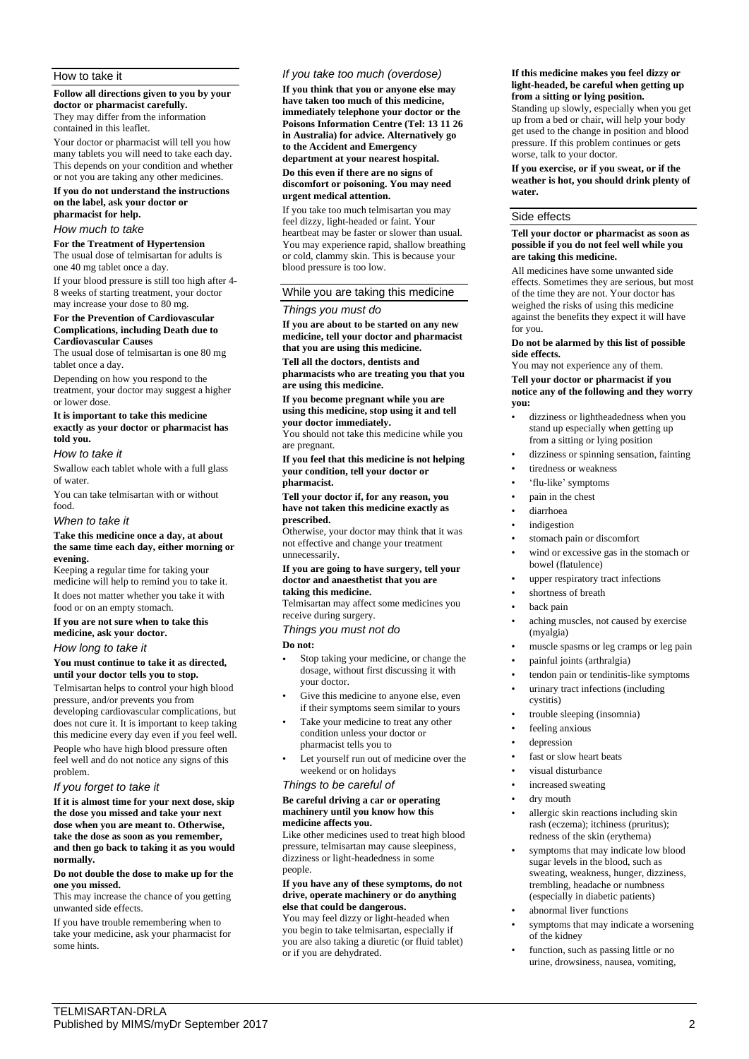## How to take it

**Follow all directions given to you by your doctor or pharmacist carefully.**

They may differ from the information contained in this leaflet.

Your doctor or pharmacist will tell you how many tablets you will need to take each day. This depends on your condition and whether or not you are taking any other medicines.

**If you do not understand the instructions on the label, ask your doctor or pharmacist for help.**

### *How much to take*

**For the Treatment of Hypertension**

The usual dose of telmisartan for adults is one 40 mg tablet once a day.

If your blood pressure is still too high after 4-8 weeks of starting treatment, your doctor may increase your dose to 80 mg.

**For the Prevention of Cardiovascular Complications, including Death due to Cardiovascular Causes**

The usual dose of telmisartan is one 80 mg tablet once a day.

Depending on how you respond to the treatment, your doctor may suggest a higher or lower dose.

**It is important to take this medicine exactly as your doctor or pharmacist has told you.**

### *How to take it*

Swallow each tablet whole with a full glass of water.

You can take telmisartan with or without food.

### *When to take it*

**Take this medicine once a day, at about the same time each day, either morning or evening.**

Keeping a regular time for taking your medicine will help to remind you to take it.

It does not matter whether you take it with food or on an empty stomach.

**If you are not sure when to take this medicine, ask your doctor.**

### *How long to take it*

**You must continue to take it as directed, until your doctor tells you to stop.**

Telmisartan helps to control your high blood pressure, and/or prevents you from developing cardiovascular complications, but does not cure it. It is important to keep taking this medicine every day even if you feel well.

People who have high blood pressure often feel well and do not notice any signs of this problem.

### *If you forget to take it*

**If it is almost time for your next dose, skip the dose you missed and take your next dose when you are meant to. Otherwise, take the dose as soon as you remember, and then go back to taking it as you would normally.**

**Do not double the dose to make up for the one you missed.**

This may increase the chance of you getting unwanted side effects.

If you have trouble remembering when to take your medicine, ask your pharmacist for some hints.

### *If you take too much (overdose)*

**If you think that you or anyone else may have taken too much of this medicine, immediately telephone your doctor or the Poisons Information Centre (Tel: 13 11 26 in Australia) for advice. Alternatively go to the Accident and Emergency department at your nearest hospital.**

**Do this even if there are no signs of discomfort or poisoning. You may need urgent medical attention.**

If you take too much telmisartan you may feel dizzy, light-headed or faint. Your heartbeat may be faster or slower than usual. You may experience rapid, shallow breathing or cold, clammy skin. This is because your blood pressure is too low.

## While you are taking this medicine

### *Things you must do*

**If you are about to be started on any new medicine, tell your doctor and pharmacist that you are using this medicine.**

**Tell all the doctors, dentists and pharmacists who are treating you that you are using this medicine.**

**If you become pregnant while you are using this medicine, stop using it and tell your doctor immediately.**

You should not take this medicine while you are pregnant.

**If you feel that this medicine is not helping your condition, tell your doctor or pharmacist.**

**Tell your doctor if, for any reason, you have not taken this medicine exactly as prescribed.**

Otherwise, your doctor may think that it was not effective and change your treatment unnecessarily.

**If you are going to have surgery, tell your doctor and anaesthetist that you are taking this medicine.**

Telmisartan may affect some medicines you receive during surgery.

### *Things you must not do*

**Do not:**

- Stop taking your medicine, or change the dosage, without first discussing it with your doctor.
- Give this medicine to anyone else, even if their symptoms seem similar to yours
- Take your medicine to treat any other condition unless your doctor or pharmacist tells you to
- Let yourself run out of medicine over the weekend or on holidays

### *Things to be careful of*

**Be careful driving a car or operating machinery until you know how this medicine affects you.**

Like other medicines used to treat high blood pressure, telmisartan may cause sleepiness, dizziness or light-headedness in some people.

**If you have any of these symptoms, do not drive, operate machinery or do anything else that could be dangerous.**

You may feel dizzy or light-headed when you begin to take telmisartan, especially if you are also taking a diuretic (or fluid tablet) or if you are dehydrated.

**If this medicine makes you feel dizzy or light-headed, be careful when getting up from a sitting or lying position.**

Standing up slowly, especially when you get up from a bed or chair, will help your body get used to the change in position and blood pressure. If this problem continues or gets worse, talk to your doctor.

**If you exercise, or if you sweat, or if the weather is hot, you should drink plenty of water.**

## Side effects

**Tell your doctor or pharmacist as soon as possible if you do not feel well while you are taking this medicine.**

All medicines have some unwanted side effects. Sometimes they are serious, but most of the time they are not. Your doctor has weighed the risks of using this medicine against the benefits they expect it will have for you.

**Do not be alarmed by this list of possible side effects.**

You may not experience any of them.

**Tell your doctor or pharmacist if you notice any of the following and they worry you:**

- dizziness or lightheadedness when you stand up especially when getting up from a sitting or lying position
- dizziness or spinning sensation, fainting
- tiredness or weakness
- 'flu-like' symptoms
- pain in the chest
- diarrhoea
- indigestion
- stomach pain or discomfort
- wind or excessive gas in the stomach or bowel (flatulence)
- upper respiratory tract infections
- shortness of breath
- back pain
- aching muscles, not caused by exercise (myalgia)
- muscle spasms or leg cramps or leg pain
- painful joints (arthralgia)
- tendon pain or tendinitis-like symptoms
- urinary tract infections (including cystitis)
- trouble sleeping (insomnia)
- feeling anxious
- depression
- fast or slow heart beats
- visual disturbance
- increased sweating
- dry mouth
- allergic skin reactions including skin rash (eczema); itchiness (pruritus); redness of the skin (erythema)
- symptoms that may indicate low blood sugar levels in the blood, such as sweating, weakness, hunger, dizziness, trembling, headache or numbness (especially in diabetic patients)
- abnormal liver functions
- symptoms that may indicate a worsening of the kidney
- function, such as passing little or no urine, drowsiness, nausea, vomiting,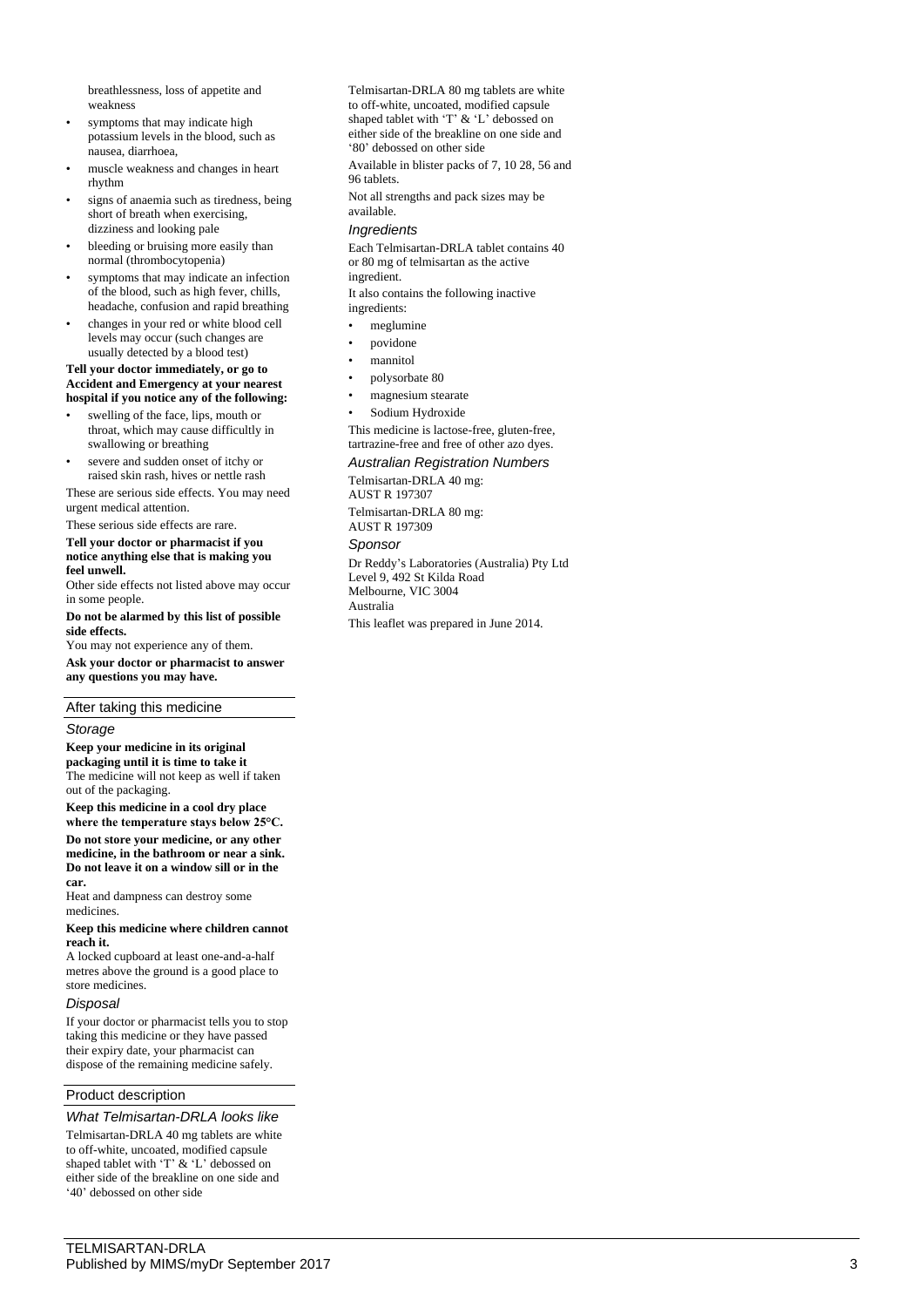breathlessness, loss of appetite and weakness

- symptoms that may indicate high potassium levels in the blood, such as nausea, diarrhoea,
- muscle weakness and changes in heart rhythm
- signs of anaemia such as tiredness, being short of breath when exercising, dizziness and looking pale
- bleeding or bruising more easily than normal (thrombocytopenia)
- symptoms that may indicate an infection of the blood, such as high fever, chills, headache, confusion and rapid breathing
- changes in your red or white blood cell levels may occur (such changes are usually detected by a blood test)

**Tell your doctor immediately, or go to Accident and Emergency at your nearest hospital if you notice any of the following:**

- swelling of the face, lips, mouth or throat, which may cause difficultly in swallowing or breathing
- severe and sudden onset of itchy or raised skin rash, hives or nettle rash

These are serious side effects. You may need urgent medical attention.

These serious side effects are rare.

**Tell your doctor or pharmacist if you notice anything else that is making you feel unwell.**

Other side effects not listed above may occur in some people.

**Do not be alarmed by this list of possible side effects.**

You may not experience any of them.

**Ask your doctor or pharmacist to answer any questions you may have.**

## After taking this medicine

### *Storage*

**Keep your medicine in its original packaging until it is time to take it**

The medicine will not keep as well if taken out of the packaging.

**Keep this medicine in a cool dry place where the temperature stays below 25°C.**

**Do not store your medicine, or any other medicine, in the bathroom or near a sink. Do not leave it on a window sill or in the car.**

Heat and dampness can destroy some medicines.

**Keep this medicine where children cannot reach it.**

A locked cupboard at least one-and-a-half metres above the ground is a good place to store medicines.

### *Disposal*

If your doctor or pharmacist tells you to stop taking this medicine or they have passed their expiry date, your pharmacist can dispose of the remaining medicine safely.

## Product description

### *What Telmisartan-DRLA looks like*

Telmisartan-DRLA 40 mg tablets are white to off-white, uncoated, modified capsule shaped tablet with 'T' & 'L' debossed on either side of the breakline on one side and '40' debossed on other side

Telmisartan-DRLA 80 mg tablets are white to off-white, uncoated, modified capsule shaped tablet with 'T' & 'L' debossed on either side of the breakline on one side and '80' debossed on other side

Available in blister packs of 7, 10 28, 56 and 96 tablets.

Not all strengths and pack sizes may be available.

### *Ingredients*

Each Telmisartan-DRLA tablet contains 40 or 80 mg of telmisartan as the active ingredient.

It also contains the following inactive ingredients:

- meglumine
- povidone
- mannitol
- polysorbate 80
- magnesium stearate
- Sodium Hydroxide

This medicine is lactose-free, gluten-free, tartrazine-free and free of other azo dyes.

### *Australian Registration Numbers*

Telmisartan-DRLA 40 mg:
AUST R 197307

Telmisartan-DRLA 80 mg:
AUST R 197309

### *Sponsor*

Dr Reddy's Laboratories (Australia) Pty Ltd
Level 9, 492 St Kilda Road
Melbourne, VIC 3004
Australia

This leaflet was prepared in June 2014.